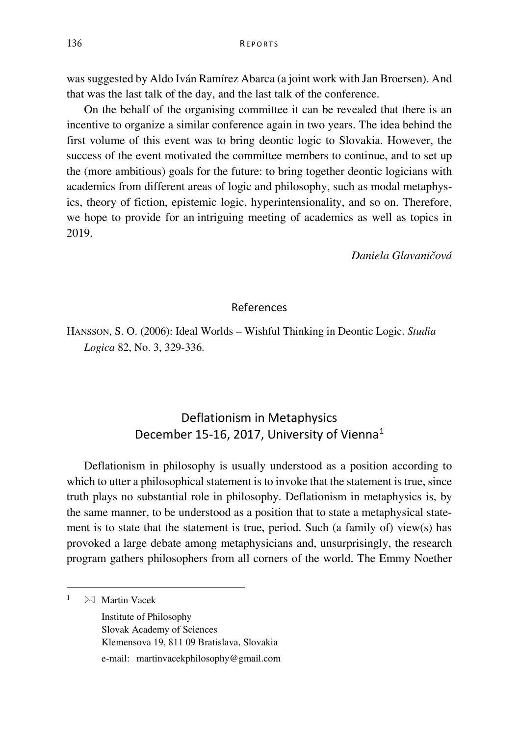was suggested by Aldo Iván Ramírez Abarca (a joint work with Jan Broersen). And that was the last talk of the day, and the last talk of the conference.

On the behalf of the organising committee it can be revealed that there is an incentive to organize a similar conference again in two years. The idea behind the first volume of this event was to bring deontic logic to Slovakia. However, the success of the event motivated the committee members to continue, and to set up the (more ambitious) goals for the future: to bring together deontic logicians with academics from different areas of logic and philosophy, such as modal metaphysics, theory of fiction, epistemic logic, hyperintensionality, and so on. Therefore, we hope to provide for an intriguing meeting of academics as well as topics in 2019.

*Daniela Glavaničová*

## References

HANSSON, S. O. (2006): Ideal Worlds – Wishful Thinking in Deontic Logic. *Studia Logica* 82, No. 3, 329-336.

## Deflationism in Metaphysics
## December 15-16, 2017, University of Vienna[1]

Deflationism in philosophy is usually understood as a position according to which to utter a philosophical statement is to invoke that the statement is true, since truth plays no substantial role in philosophy. Deflationism in metaphysics is, by the same manner, to be understood as a position that to state a metaphysical statement is to state that the statement is true, period. Such (a family of) view(s) has provoked a large debate among metaphysicians and, unsurprisingly, the research program gathers philosophers from all corners of the world. The Emmy Noether

---

[1] ✉ Martin Vacek
Institute of Philosophy
Slovak Academy of Sciences
Klemensova 19, 811 09 Bratislava, Slovakia
e-mail: martinvacekphilosophy@gmail.com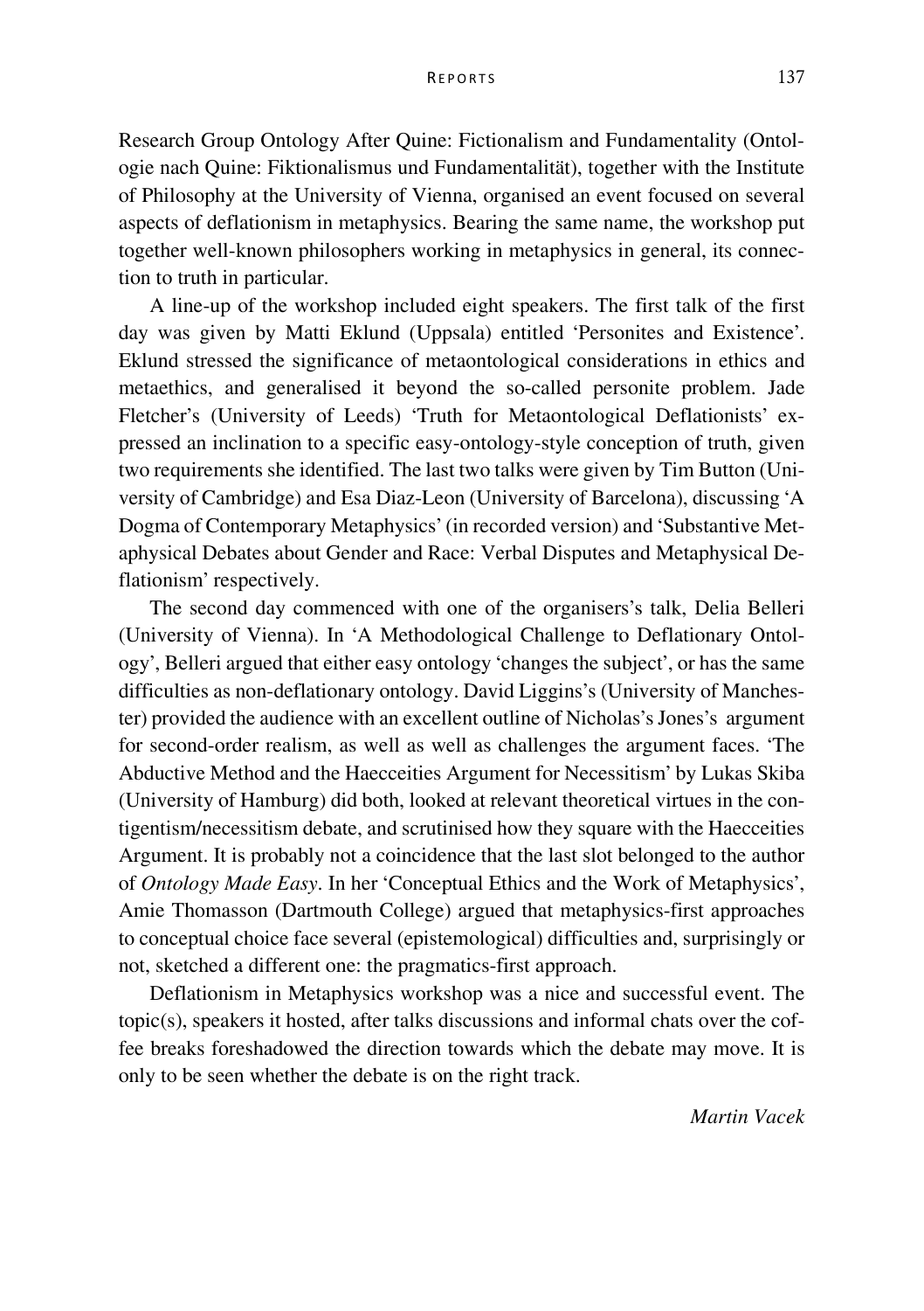Research Group Ontology After Quine: Fictionalism and Fundamentality (Ontologie nach Quine: Fiktionalismus und Fundamentalität), together with the Institute of Philosophy at the University of Vienna, organised an event focused on several aspects of deflationism in metaphysics. Bearing the same name, the workshop put together well-known philosophers working in metaphysics in general, its connection to truth in particular.

A line-up of the workshop included eight speakers. The first talk of the first day was given by Matti Eklund (Uppsala) entitled 'Personites and Existence'. Eklund stressed the significance of metaontological considerations in ethics and metaethics, and generalised it beyond the so-called personite problem. Jade Fletcher's (University of Leeds) 'Truth for Metaontological Deflationists' expressed an inclination to a specific easy-ontology-style conception of truth, given two requirements she identified. The last two talks were given by Tim Button (University of Cambridge) and Esa Diaz-Leon (University of Barcelona), discussing 'A Dogma of Contemporary Metaphysics' (in recorded version) and 'Substantive Metaphysical Debates about Gender and Race: Verbal Disputes and Metaphysical Deflationism' respectively.

The second day commenced with one of the organisers's talk, Delia Belleri (University of Vienna). In 'A Methodological Challenge to Deflationary Ontology', Belleri argued that either easy ontology 'changes the subject', or has the same difficulties as non-deflationary ontology. David Liggins's (University of Manchester) provided the audience with an excellent outline of Nicholas's Jones's argument for second-order realism, as well as well as challenges the argument faces. 'The Abductive Method and the Haecceities Argument for Necessitism' by Lukas Skiba (University of Hamburg) did both, looked at relevant theoretical virtues in the contigentism/necessitism debate, and scrutinised how they square with the Haecceities Argument. It is probably not a coincidence that the last slot belonged to the author of *Ontology Made Easy*. In her 'Conceptual Ethics and the Work of Metaphysics', Amie Thomasson (Dartmouth College) argued that metaphysics-first approaches to conceptual choice face several (epistemological) difficulties and, surprisingly or not, sketched a different one: the pragmatics-first approach.

Deflationism in Metaphysics workshop was a nice and successful event. The topic(s), speakers it hosted, after talks discussions and informal chats over the coffee breaks foreshadowed the direction towards which the debate may move. It is only to be seen whether the debate is on the right track.

*Martin Vacek*